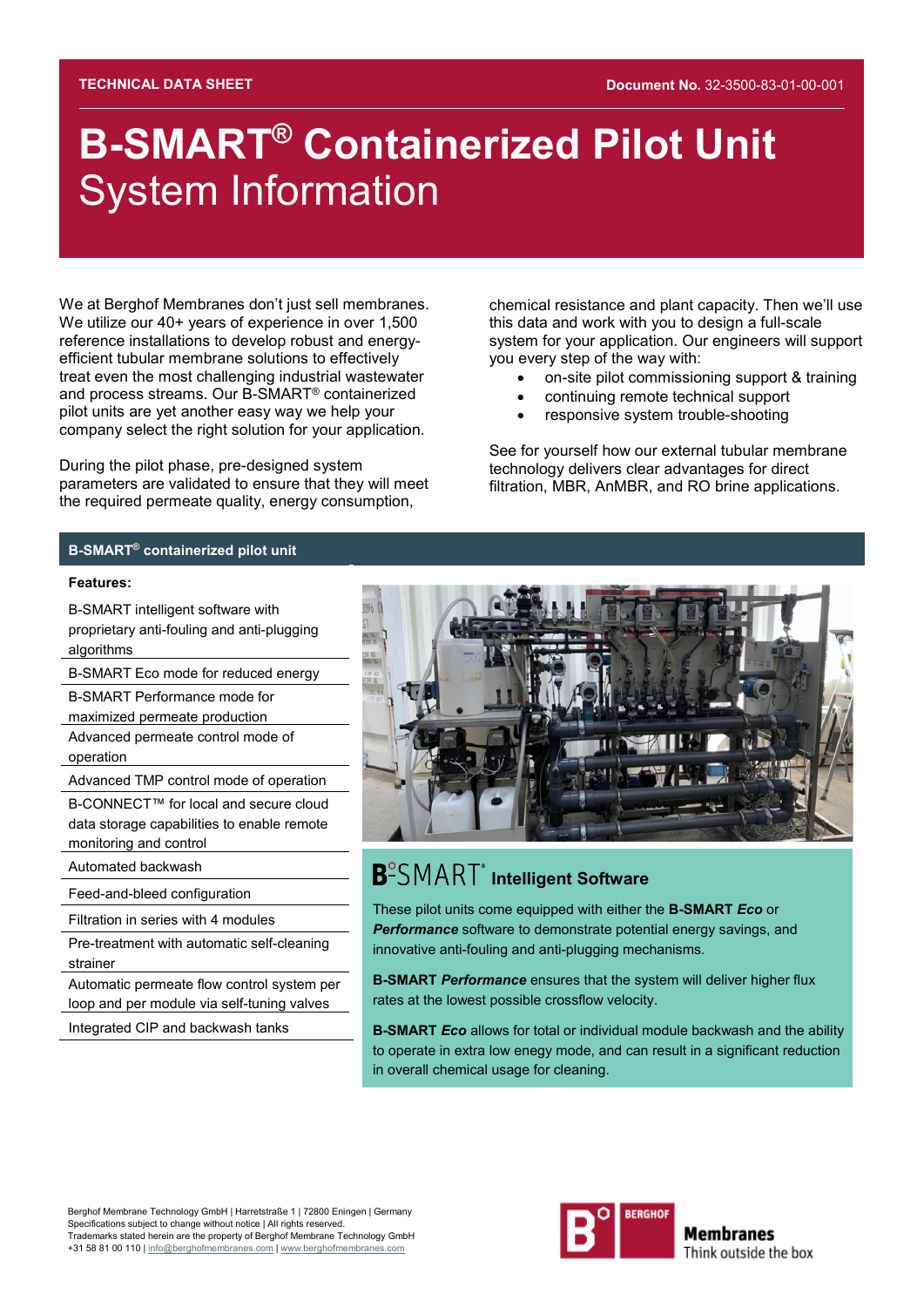TECHNICAL DATA SHEET

**Document No.** 32-3500-83-01-00-001

# B-SMART® Containerized Pilot Unit
# System Information

We at Berghof Membranes don't just sell membranes. We utilize our 40+ years of experience in over 1,500 reference installations to develop robust and energy-efficient tubular membrane solutions to effectively treat even the most challenging industrial wastewater and process streams. Our B-SMART® containerized pilot units are yet another easy way we help your company select the right solution for your application.

During the pilot phase, pre-designed system parameters are validated to ensure that they will meet the required permeate quality, energy consumption, chemical resistance and plant capacity. Then we'll use this data and work with you to design a full-scale system for your application. Our engineers will support you every step of the way with:

- on-site pilot commissioning support & training
- continuing remote technical support
- responsive system trouble-shooting

See for yourself how our external tubular membrane technology delivers clear advantages for direct filtration, MBR, AnMBR, and RO brine applications.

## B-SMART® containerized pilot unit

**Features:**

- B-SMART intelligent software with proprietary anti-fouling and anti-plugging algorithms
- B-SMART Eco mode for reduced energy
- B-SMART Performance mode for maximized permeate production
- Advanced permeate control mode of operation
- Advanced TMP control mode of operation
- B-CONNECT™ for local and secure cloud data storage capabilities to enable remote monitoring and control
- Automated backwash
- Feed-and-bleed configuration
- Filtration in series with 4 modules
- Pre-treatment with automatic self-cleaning strainer
- Automatic permeate flow control system per loop and per module via self-tuning valves
- Integrated CIP and backwash tanks

### B-SMART® Intelligent Software

These pilot units come equipped with either the **B-SMART *Eco*** or ***Performance*** software to demonstrate potential energy savings, and innovative anti-fouling and anti-plugging mechanisms.

**B-SMART *Performance*** ensures that the system will deliver higher flux rates at the lowest possible crossflow velocity.

**B-SMART *Eco*** allows for total or individual module backwash and the ability to operate in extra low enegy mode, and can result in a significant reduction in overall chemical usage for cleaning.

Berghof Membrane Technology GmbH | Harretstraße 1 | 72800 Eningen | Germany
Specifications subject to change without notice | All rights reserved.
Trademarks stated herein are the property of Berghof Membrane Technology GmbH
+31 58 81 00 110 | info@berghofmembranes.com | www.berghofmembranes.com

BERGHOF Membranes Think outside the box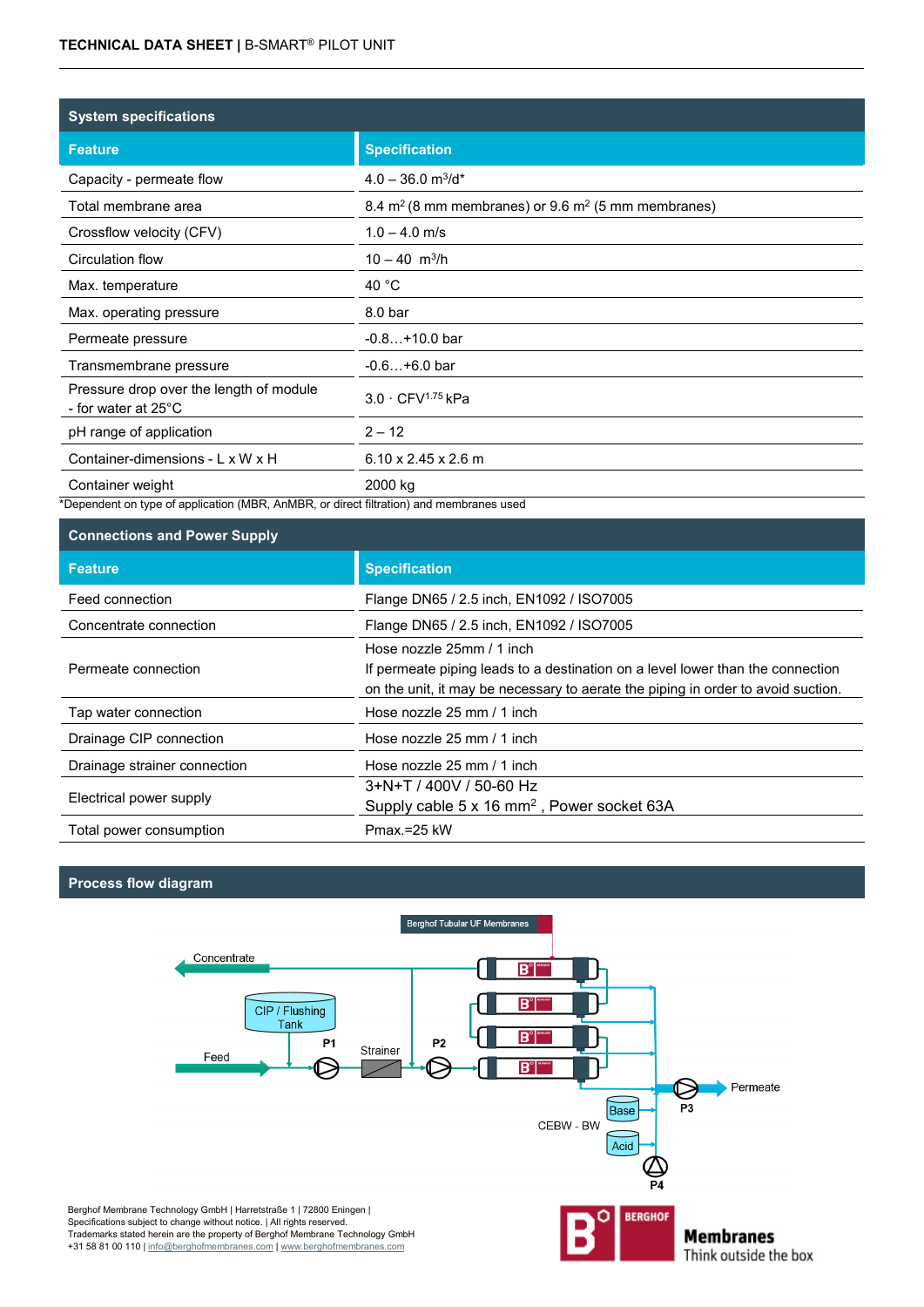## System specifications

| Feature | Specification |
|---|---|
| Capacity - permeate flow | 4.0 – 36.0 $m^3/d$* |
| Total membrane area | 8.4 $m^2$ (8 mm membranes) or 9.6 $m^2$ (5 mm membranes) |
| Crossflow velocity (CFV) | 1.0 – 4.0 m/s |
| Circulation flow | 10 – 40 $m^3/h$ |
| Max. temperature | 40 °C |
| Max. operating pressure | 8.0 bar |
| Permeate pressure | -0.8…+10.0 bar |
| Transmembrane pressure | -0.6…+6.0 bar |
| Pressure drop over the length of module - for water at 25°C | $3.0 \cdot CFV^{1.75}$ kPa |
| pH range of application | 2 – 12 |
| Container-dimensions - L x W x H | 6.10 x 2.45 x 2.6 m |
| Container weight | 2000 kg |

*Dependent on type of application (MBR, AnMBR, or direct filtration) and membranes used

## Connections and Power Supply

| Feature | Specification |
|---|---|
| Feed connection | Flange DN65 / 2.5 inch, EN1092 / ISO7005 |
| Concentrate connection | Flange DN65 / 2.5 inch, EN1092 / ISO7005 |
| Permeate connection | Hose nozzle 25mm / 1 inch<br>If permeate piping leads to a destination on a level lower than the connection on the unit, it may be necessary to aerate the piping in order to avoid suction. |
| Tap water connection | Hose nozzle 25 mm / 1 inch |
| Drainage CIP connection | Hose nozzle 25 mm / 1 inch |
| Drainage strainer connection | Hose nozzle 25 mm / 1 inch |
| Electrical power supply | 3+N+T / 400V / 50-60 Hz<br>Supply cable 5 x 16 $mm^2$ , Power socket 63A |
| Total power consumption | Pmax.=25 kW |

## Process flow diagram

Berghof Tubular UF Membranes
Concentrate
CIP / Flushing Tank
Feed
P1
Strainer
P2
Permeate
P3
Base
CEBW - BW
Acid
P4

Berghof Membrane Technology GmbH | Harretstraße 1 | 72800 Eningen |
Specifications subject to change without notice. | All rights reserved.
Trademarks stated herein are the property of Berghof Membrane Technology GmbH
+31 58 81 00 110 | info@berghofmembranes.com | www.berghofmembranes.com

BERGHOF Membranes
Think outside the box